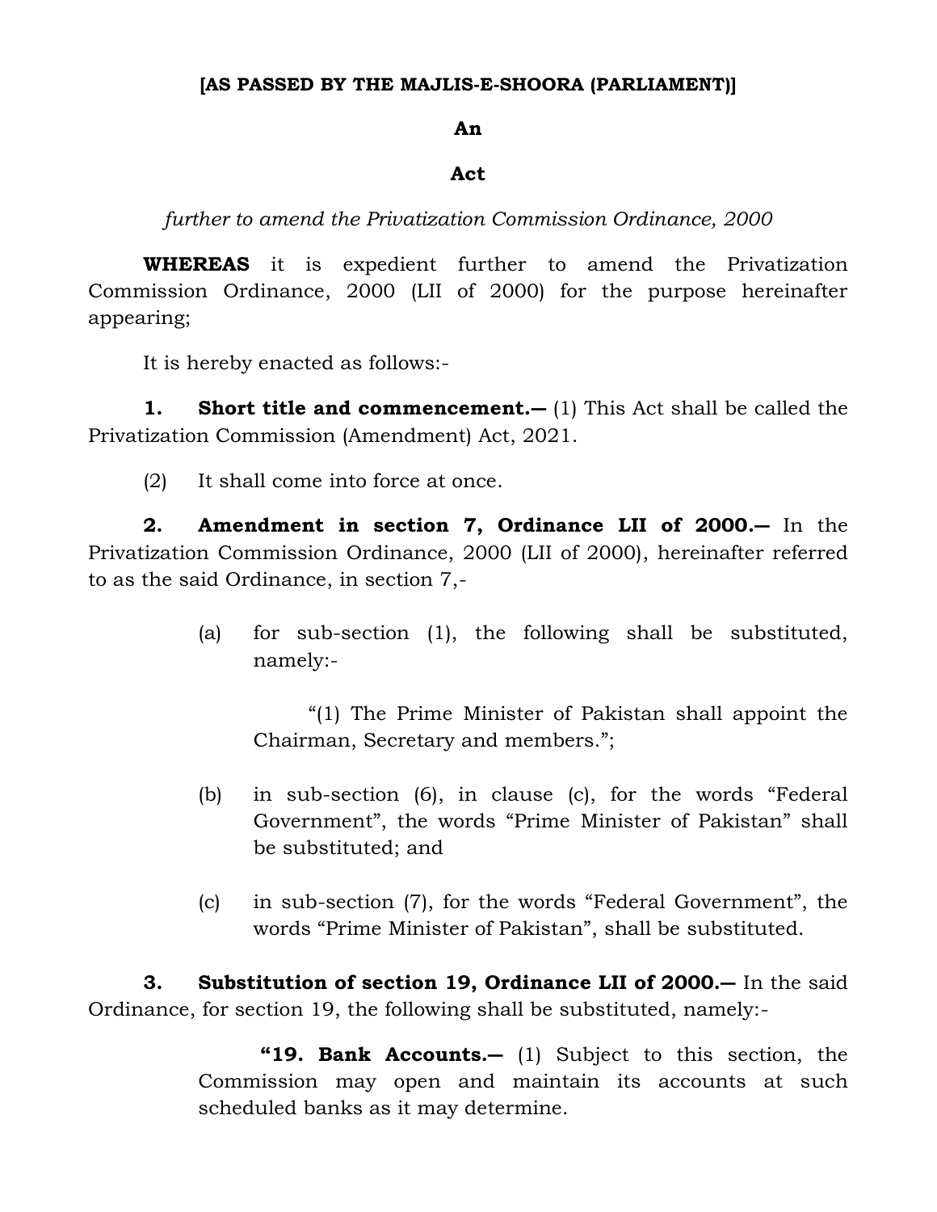**[AS PASSED BY THE MAJLIS-E-SHOORA (PARLIAMENT)]**

**An**

**Act**

*further to amend the Privatization Commission Ordinance, 2000*

**WHEREAS** it is expedient further to amend the Privatization Commission Ordinance, 2000 (LII of 2000) for the purpose hereinafter appearing;

It is hereby enacted as follows:-

**1. Short title and commencement.—** (1) This Act shall be called the Privatization Commission (Amendment) Act, 2021.

(2) It shall come into force at once.

**2. Amendment in section 7, Ordinance LII of 2000.—** In the Privatization Commission Ordinance, 2000 (LII of 2000), hereinafter referred to as the said Ordinance, in section 7,-

(a) for sub-section (1), the following shall be substituted, namely:-

"(1) The Prime Minister of Pakistan shall appoint the Chairman, Secretary and members.";

(b) in sub-section (6), in clause (c), for the words "Federal Government", the words "Prime Minister of Pakistan" shall be substituted; and

(c) in sub-section (7), for the words "Federal Government", the words "Prime Minister of Pakistan", shall be substituted.

**3. Substitution of section 19, Ordinance LII of 2000.—** In the said Ordinance, for section 19, the following shall be substituted, namely:-

**"19. Bank Accounts.—** (1) Subject to this section, the Commission may open and maintain its accounts at such scheduled banks as it may determine.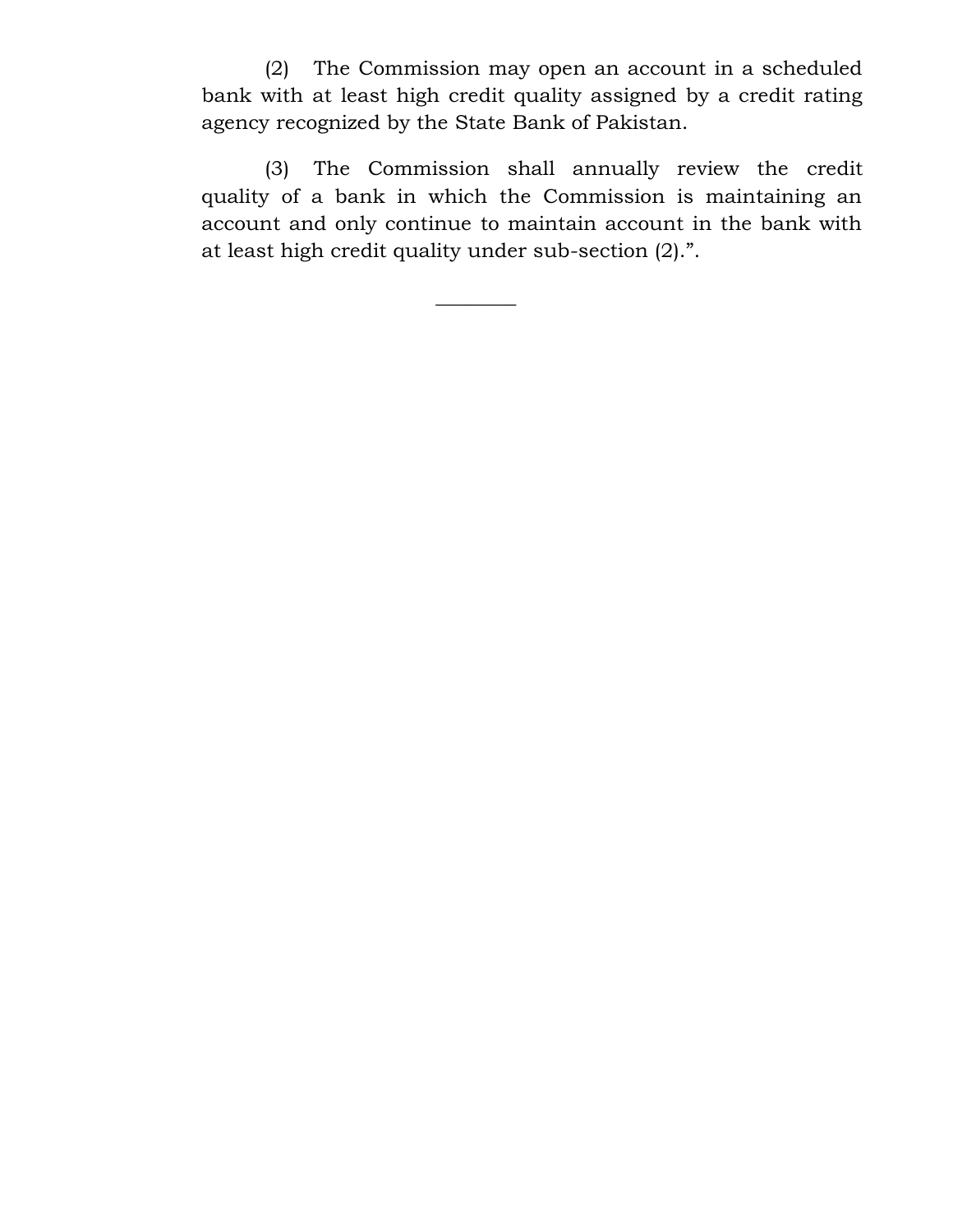(2) The Commission may open an account in a scheduled bank with at least high credit quality assigned by a credit rating agency recognized by the State Bank of Pakistan.

(3) The Commission shall annually review the credit quality of a bank in which the Commission is maintaining an account and only continue to maintain account in the bank with at least high credit quality under sub-section (2).".

________